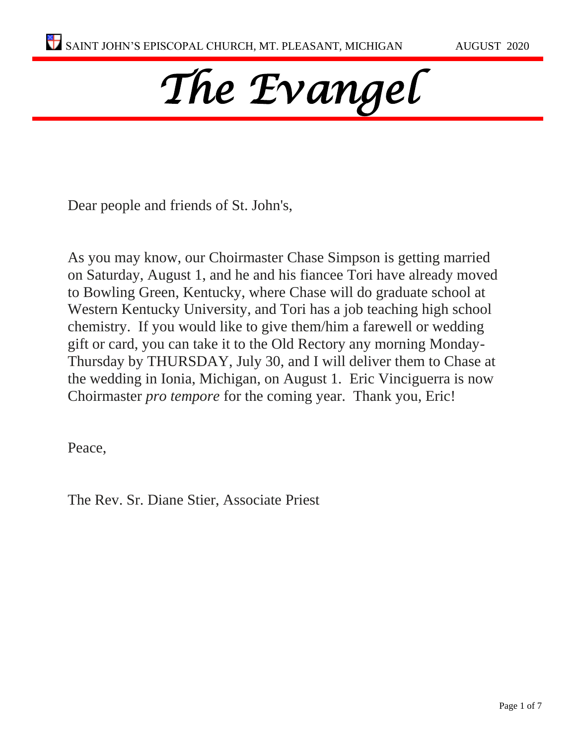SAINT JOHN'S EPISCOPAL CHURCH, MT. PLEASANT, MICHIGAN AUGUST 2020

# *The Evangel*

Dear people and friends of St. John's,

As you may know, our Choirmaster Chase Simpson is getting married on Saturday, August 1, and he and his fiancee Tori have already moved to Bowling Green, Kentucky, where Chase will do graduate school at Western Kentucky University, and Tori has a job teaching high school chemistry. If you would like to give them/him a farewell or wedding gift or card, you can take it to the Old Rectory any morning Monday-Thursday by THURSDAY, July 30, and I will deliver them to Chase at the wedding in Ionia, Michigan, on August 1. Eric Vinciguerra is now Choirmaster *pro tempore* for the coming year. Thank you, Eric!

Peace,

The Rev. Sr. Diane Stier, Associate Priest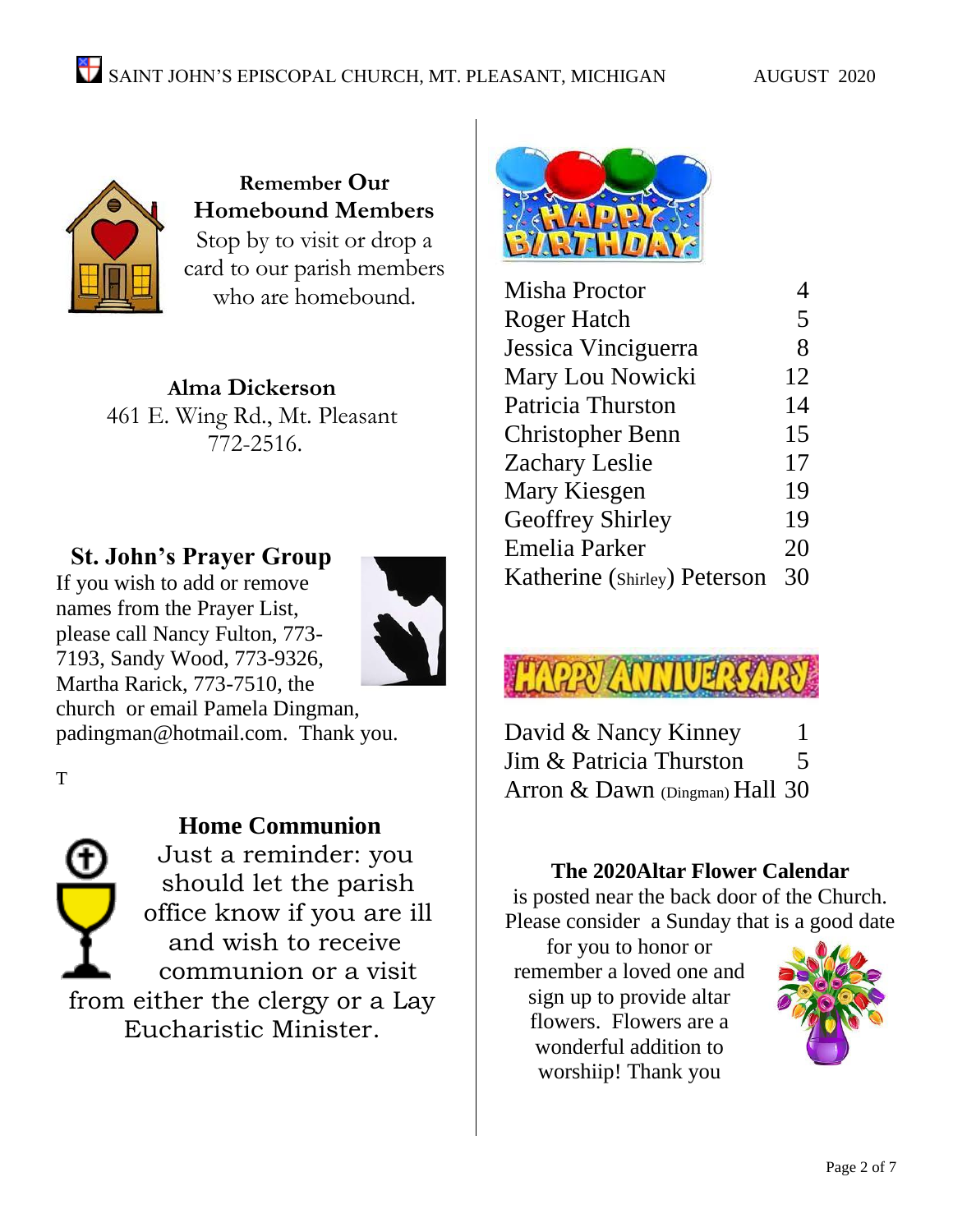## Remember Our Homebound Members

Stop by to visit or drop a card to our parish members who are homebound.

**Alma Dickerson**
461 E. Wing Rd., Mt. Pleasant
772-2516.

## St. John's Prayer Group

If you wish to add or remove names from the Prayer List, please call Nancy Fulton, 773-7193, Sandy Wood, 773-9326, Martha Rarick, 773-7510, the church or email Pamela Dingman, padingman@hotmail.com. Thank you.

T

## Home Communion

Just a reminder: you should let the parish office know if you are ill and wish to receive communion or a visit from either the clergy or a Lay Eucharistic Minister.

## HAPPY BIRTHDAY

| Name | Day |
|---|---|
| Misha Proctor | 4 |
| Roger Hatch | 5 |
| Jessica Vinciguerra | 8 |
| Mary Lou Nowicki | 12 |
| Patricia Thurston | 14 |
| Christopher Benn | 15 |
| Zachary Leslie | 17 |
| Mary Kiesgen | 19 |
| Geoffrey Shirley | 19 |
| Emelia Parker | 20 |
| Katherine (Shirley) Peterson | 30 |

## HAPPY ANNIVERSARY

| Names | Day |
|---|---|
| David & Nancy Kinney | 1 |
| Jim & Patricia Thurston | 5 |
| Arron & Dawn (Dingman) Hall | 30 |

**The 2020Altar Flower Calendar**

is posted near the back door of the Church. Please consider a Sunday that is a good date for you to honor or remember a loved one and sign up to provide altar flowers. Flowers are a wonderful addition to worshiip! Thank you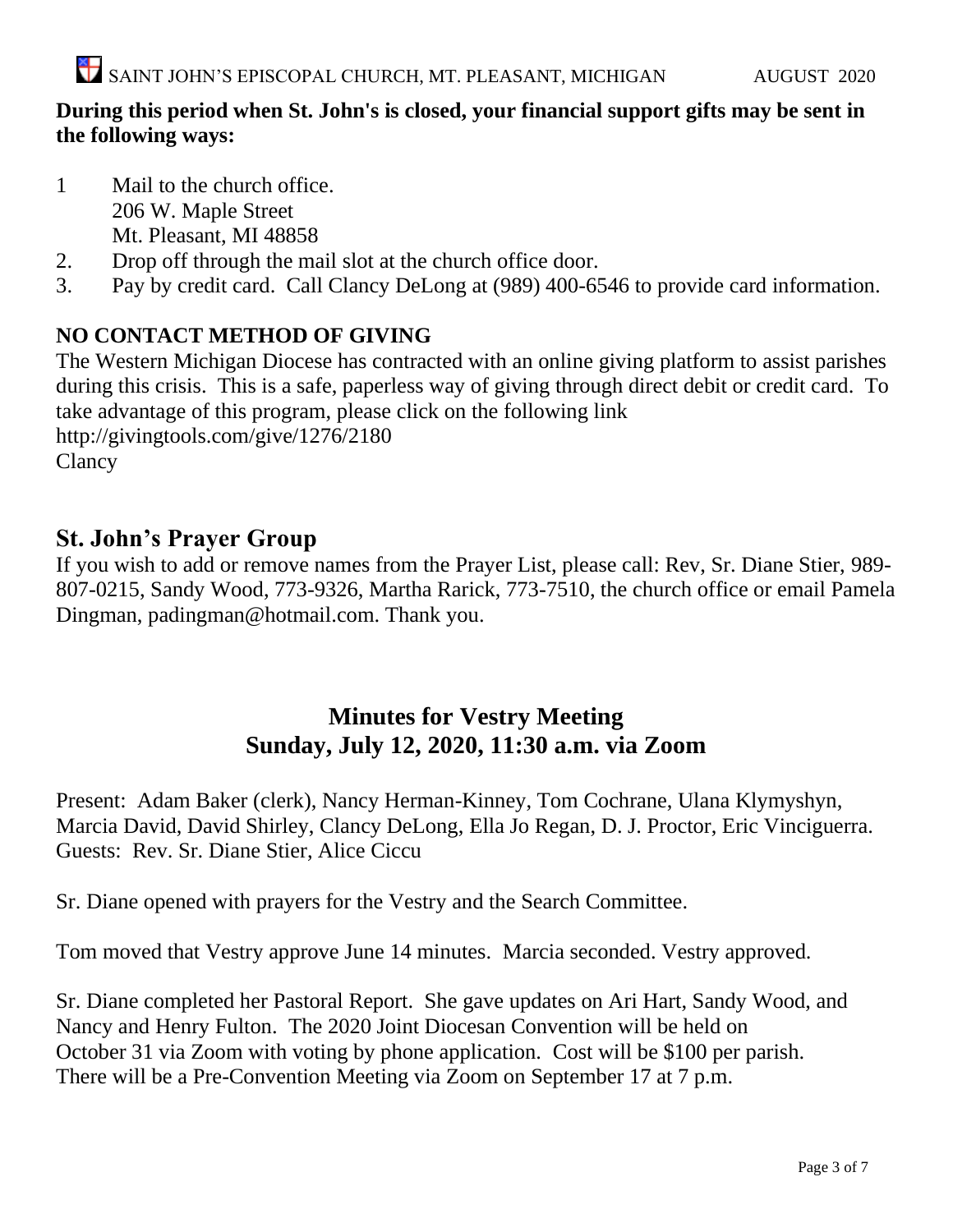**During this period when St. John's is closed, your financial support gifts may be sent in the following ways:**

1. Mail to the church office.
   206 W. Maple Street
   Mt. Pleasant, MI 48858
2. Drop off through the mail slot at the church office door.
3. Pay by credit card. Call Clancy DeLong at (989) 400-6546 to provide card information.

**NO CONTACT METHOD OF GIVING**

The Western Michigan Diocese has contracted with an online giving platform to assist parishes during this crisis. This is a safe, paperless way of giving through direct debit or credit card. To take advantage of this program, please click on the following link
http://givingtools.com/give/1276/2180
Clancy

## St. John's Prayer Group

If you wish to add or remove names from the Prayer List, please call: Rev, Sr. Diane Stier, 989-807-0215, Sandy Wood, 773-9326, Martha Rarick, 773-7510, the church office or email Pamela Dingman, padingman@hotmail.com. Thank you.

## Minutes for Vestry Meeting
## Sunday, July 12, 2020, 11:30 a.m. via Zoom

Present: Adam Baker (clerk), Nancy Herman-Kinney, Tom Cochrane, Ulana Klymyshyn, Marcia David, David Shirley, Clancy DeLong, Ella Jo Regan, D. J. Proctor, Eric Vinciguerra. Guests: Rev. Sr. Diane Stier, Alice Ciccu

Sr. Diane opened with prayers for the Vestry and the Search Committee.

Tom moved that Vestry approve June 14 minutes. Marcia seconded. Vestry approved.

Sr. Diane completed her Pastoral Report. She gave updates on Ari Hart, Sandy Wood, and Nancy and Henry Fulton. The 2020 Joint Diocesan Convention will be held on October 31 via Zoom with voting by phone application. Cost will be $100 per parish. There will be a Pre-Convention Meeting via Zoom on September 17 at 7 p.m.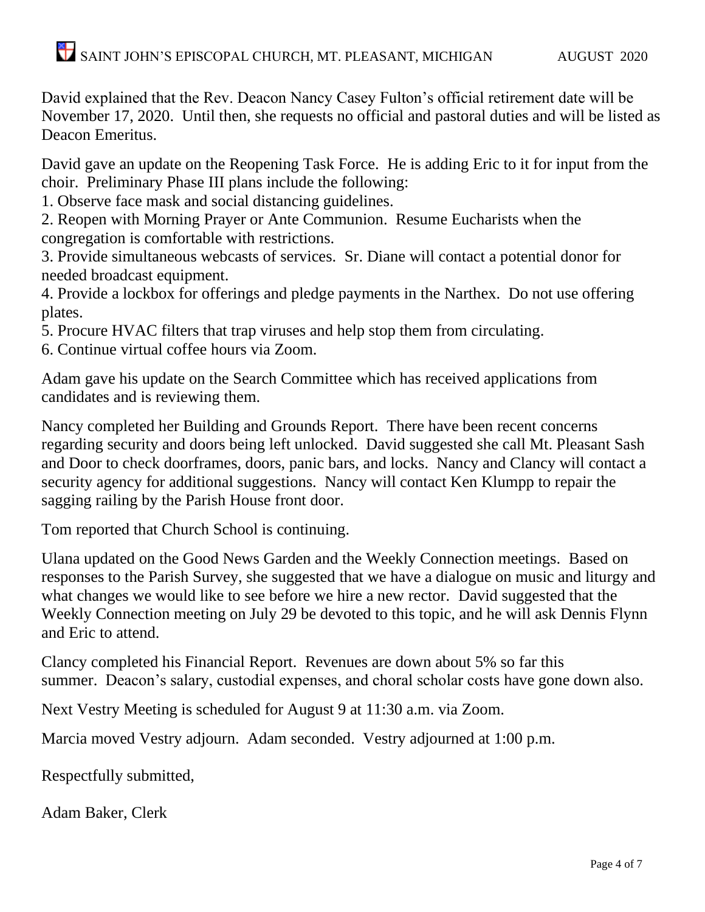David explained that the Rev. Deacon Nancy Casey Fulton's official retirement date will be November 17, 2020. Until then, she requests no official and pastoral duties and will be listed as Deacon Emeritus.

David gave an update on the Reopening Task Force. He is adding Eric to it for input from the choir. Preliminary Phase III plans include the following:

1. Observe face mask and social distancing guidelines.
2. Reopen with Morning Prayer or Ante Communion. Resume Eucharists when the congregation is comfortable with restrictions.
3. Provide simultaneous webcasts of services. Sr. Diane will contact a potential donor for needed broadcast equipment.
4. Provide a lockbox for offerings and pledge payments in the Narthex. Do not use offering plates.
5. Procure HVAC filters that trap viruses and help stop them from circulating.
6. Continue virtual coffee hours via Zoom.

Adam gave his update on the Search Committee which has received applications from candidates and is reviewing them.

Nancy completed her Building and Grounds Report. There have been recent concerns regarding security and doors being left unlocked. David suggested she call Mt. Pleasant Sash and Door to check doorframes, doors, panic bars, and locks. Nancy and Clancy will contact a security agency for additional suggestions. Nancy will contact Ken Klumpp to repair the sagging railing by the Parish House front door.

Tom reported that Church School is continuing.

Ulana updated on the Good News Garden and the Weekly Connection meetings. Based on responses to the Parish Survey, she suggested that we have a dialogue on music and liturgy and what changes we would like to see before we hire a new rector. David suggested that the Weekly Connection meeting on July 29 be devoted to this topic, and he will ask Dennis Flynn and Eric to attend.

Clancy completed his Financial Report. Revenues are down about 5% so far this summer. Deacon's salary, custodial expenses, and choral scholar costs have gone down also.

Next Vestry Meeting is scheduled for August 9 at 11:30 a.m. via Zoom.

Marcia moved Vestry adjourn. Adam seconded. Vestry adjourned at 1:00 p.m.

Respectfully submitted,

Adam Baker, Clerk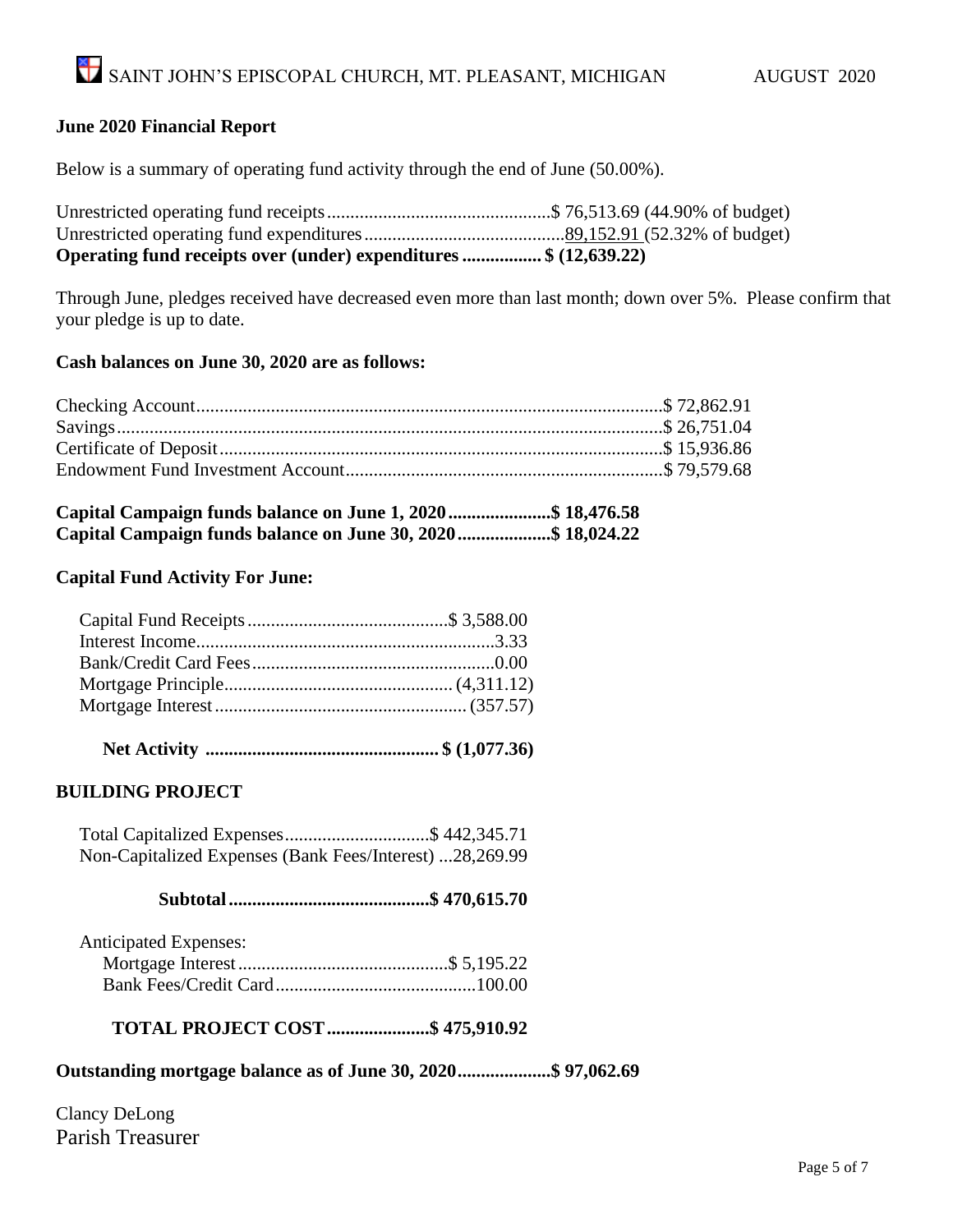## June 2020 Financial Report

Below is a summary of operating fund activity through the end of June (50.00%).

| | | |
|---|---|---|
| Unrestricted operating fund receipts | $ 76,513.69 | (44.90% of budget) |
| Unrestricted operating fund expenditures | 89,152.91 | (52.32% of budget) |
| **Operating fund receipts over (under) expenditures** | **$ (12,639.22)** | |

Through June, pledges received have decreased even more than last month; down over 5%. Please confirm that your pledge is up to date.

**Cash balances on June 30, 2020 are as follows:**

| | |
|---|---|
| Checking Account | $ 72,862.91 |
| Savings | $ 26,751.04 |
| Certificate of Deposit | $ 15,936.86 |
| Endowment Fund Investment Account | $ 79,579.68 |

**Capital Campaign funds balance on June 1, 2020 ........ $ 18,476.58**
**Capital Campaign funds balance on June 30, 2020 ........ $ 18,024.22**

**Capital Fund Activity For June:**

| | |
|---|---|
| Capital Fund Receipts | $ 3,588.00 |
| Interest Income | 3.33 |
| Bank/Credit Card Fees | 0.00 |
| Mortgage Principle | (4,311.12) |
| Mortgage Interest | (357.57) |
| **Net Activity** | **$ (1,077.36)** |

**BUILDING PROJECT**

| | |
|---|---|
| Total Capitalized Expenses | $ 442,345.71 |
| Non-Capitalized Expenses (Bank Fees/Interest) | 28,269.99 |
| **Subtotal** | **$ 470,615.70** |
| Anticipated Expenses: | |
| Mortgage Interest | $ 5,195.22 |
| Bank Fees/Credit Card | 100.00 |
| **TOTAL PROJECT COST** | **$ 475,910.92** |

**Outstanding mortgage balance as of June 30, 2020 ........ $ 97,062.69**

Clancy DeLong
Parish Treasurer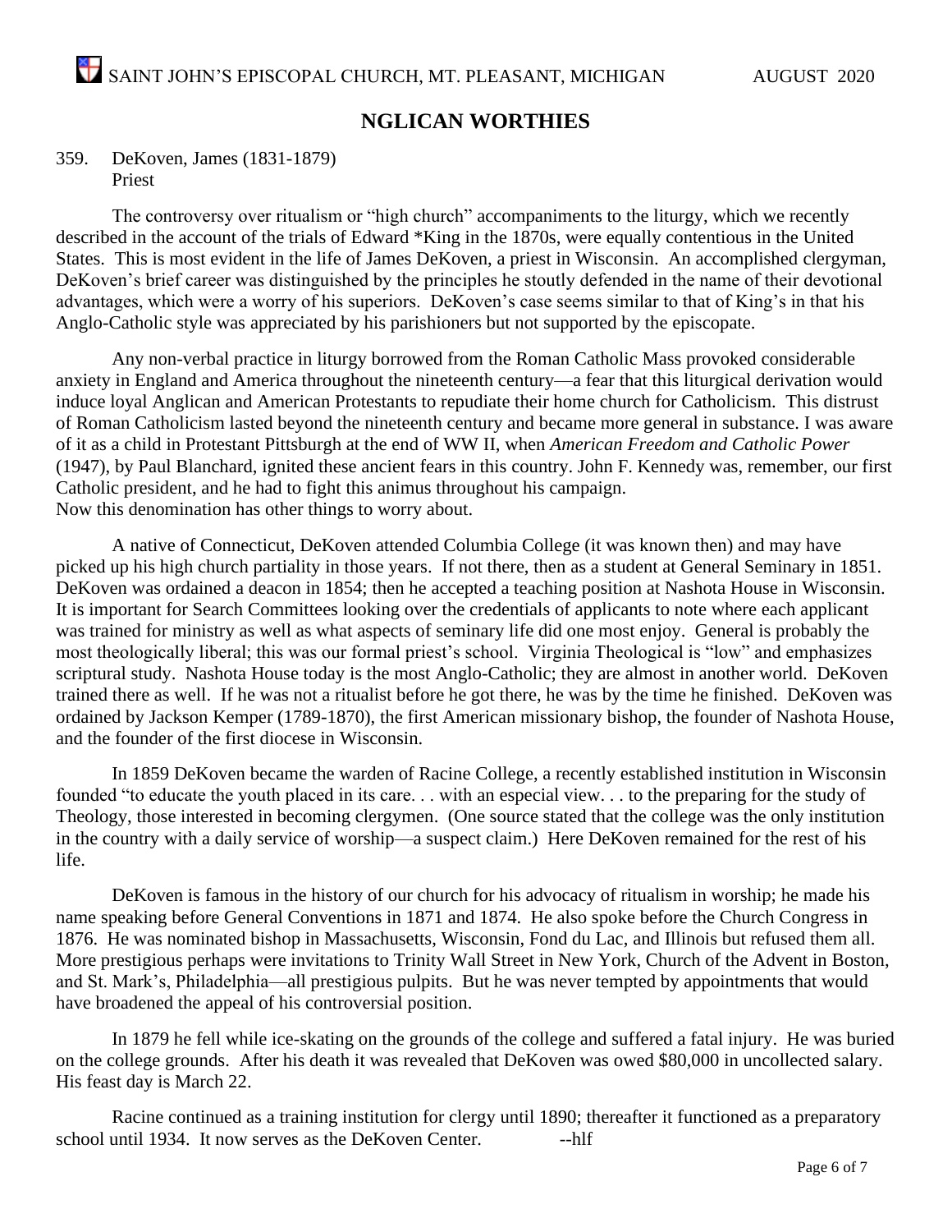## NGLICAN WORTHIES

359. DeKoven, James (1831-1879)
Priest

The controversy over ritualism or "high church" accompaniments to the liturgy, which we recently described in the account of the trials of Edward *King in the 1870s, were equally contentious in the United States. This is most evident in the life of James DeKoven, a priest in Wisconsin. An accomplished clergyman, DeKoven's brief career was distinguished by the principles he stoutly defended in the name of their devotional advantages, which were a worry of his superiors. DeKoven's case seems similar to that of King's in that his Anglo-Catholic style was appreciated by his parishioners but not supported by the episcopate.

Any non-verbal practice in liturgy borrowed from the Roman Catholic Mass provoked considerable anxiety in England and America throughout the nineteenth century—a fear that this liturgical derivation would induce loyal Anglican and American Protestants to repudiate their home church for Catholicism. This distrust of Roman Catholicism lasted beyond the nineteenth century and became more general in substance. I was aware of it as a child in Protestant Pittsburgh at the end of WW II, when *American Freedom and Catholic Power* (1947), by Paul Blanchard, ignited these ancient fears in this country. John F. Kennedy was, remember, our first Catholic president, and he had to fight this animus throughout his campaign.
Now this denomination has other things to worry about.

A native of Connecticut, DeKoven attended Columbia College (it was known then) and may have picked up his high church partiality in those years. If not there, then as a student at General Seminary in 1851. DeKoven was ordained a deacon in 1854; then he accepted a teaching position at Nashota House in Wisconsin. It is important for Search Committees looking over the credentials of applicants to note where each applicant was trained for ministry as well as what aspects of seminary life did one most enjoy. General is probably the most theologically liberal; this was our formal priest's school. Virginia Theological is "low" and emphasizes scriptural study. Nashota House today is the most Anglo-Catholic; they are almost in another world. DeKoven trained there as well. If he was not a ritualist before he got there, he was by the time he finished. DeKoven was ordained by Jackson Kemper (1789-1870), the first American missionary bishop, the founder of Nashota House, and the founder of the first diocese in Wisconsin.

In 1859 DeKoven became the warden of Racine College, a recently established institution in Wisconsin founded "to educate the youth placed in its care. . . with an especial view. . . to the preparing for the study of Theology, those interested in becoming clergymen. (One source stated that the college was the only institution in the country with a daily service of worship—a suspect claim.) Here DeKoven remained for the rest of his life.

DeKoven is famous in the history of our church for his advocacy of ritualism in worship; he made his name speaking before General Conventions in 1871 and 1874. He also spoke before the Church Congress in 1876. He was nominated bishop in Massachusetts, Wisconsin, Fond du Lac, and Illinois but refused them all. More prestigious perhaps were invitations to Trinity Wall Street in New York, Church of the Advent in Boston, and St. Mark's, Philadelphia—all prestigious pulpits. But he was never tempted by appointments that would have broadened the appeal of his controversial position.

In 1879 he fell while ice-skating on the grounds of the college and suffered a fatal injury. He was buried on the college grounds. After his death it was revealed that DeKoven was owed $80,000 in uncollected salary. His feast day is March 22.

Racine continued as a training institution for clergy until 1890; thereafter it functioned as a preparatory school until 1934. It now serves as the DeKoven Center. --hlf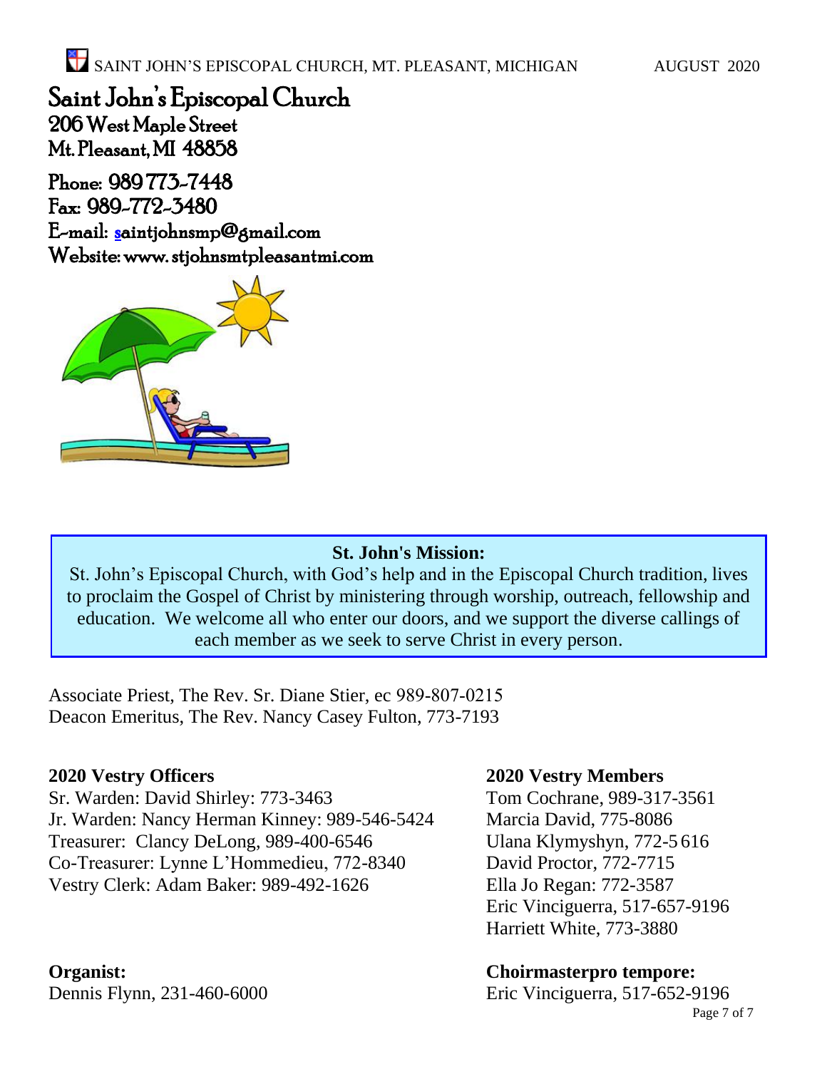# Saint John's Episcopal Church

206 West Maple Street
Mt. Pleasant, MI 48858

Phone: 989 773-7448
Fax: 989-772-3480
E-mail: saintjohnsmp@gmail.com
Website: www.stjohnsmtpleasantmi.com

**St. John's Mission:**

St. John's Episcopal Church, with God's help and in the Episcopal Church tradition, lives to proclaim the Gospel of Christ by ministering through worship, outreach, fellowship and education. We welcome all who enter our doors, and we support the diverse callings of each member as we seek to serve Christ in every person.

Associate Priest, The Rev. Sr. Diane Stier, ec 989-807-0215
Deacon Emeritus, The Rev. Nancy Casey Fulton, 773-7193

**2020 Vestry Officers**

Sr. Warden: David Shirley: 773-3463
Jr. Warden: Nancy Herman Kinney: 989-546-5424
Treasurer: Clancy DeLong, 989-400-6546
Co-Treasurer: Lynne L'Hommedieu, 772-8340
Vestry Clerk: Adam Baker: 989-492-1626

**2020 Vestry Members**

Tom Cochrane, 989-317-3561
Marcia David, 775-8086
Ulana Klymyshyn, 772-5 616
David Proctor, 772-7715
Ella Jo Regan: 772-3587
Eric Vinciguerra, 517-657-9196
Harriett White, 773-3880

**Organist:**
Dennis Flynn, 231-460-6000

**Choirmasterpro tempore:**
Eric Vinciguerra, 517-652-9196